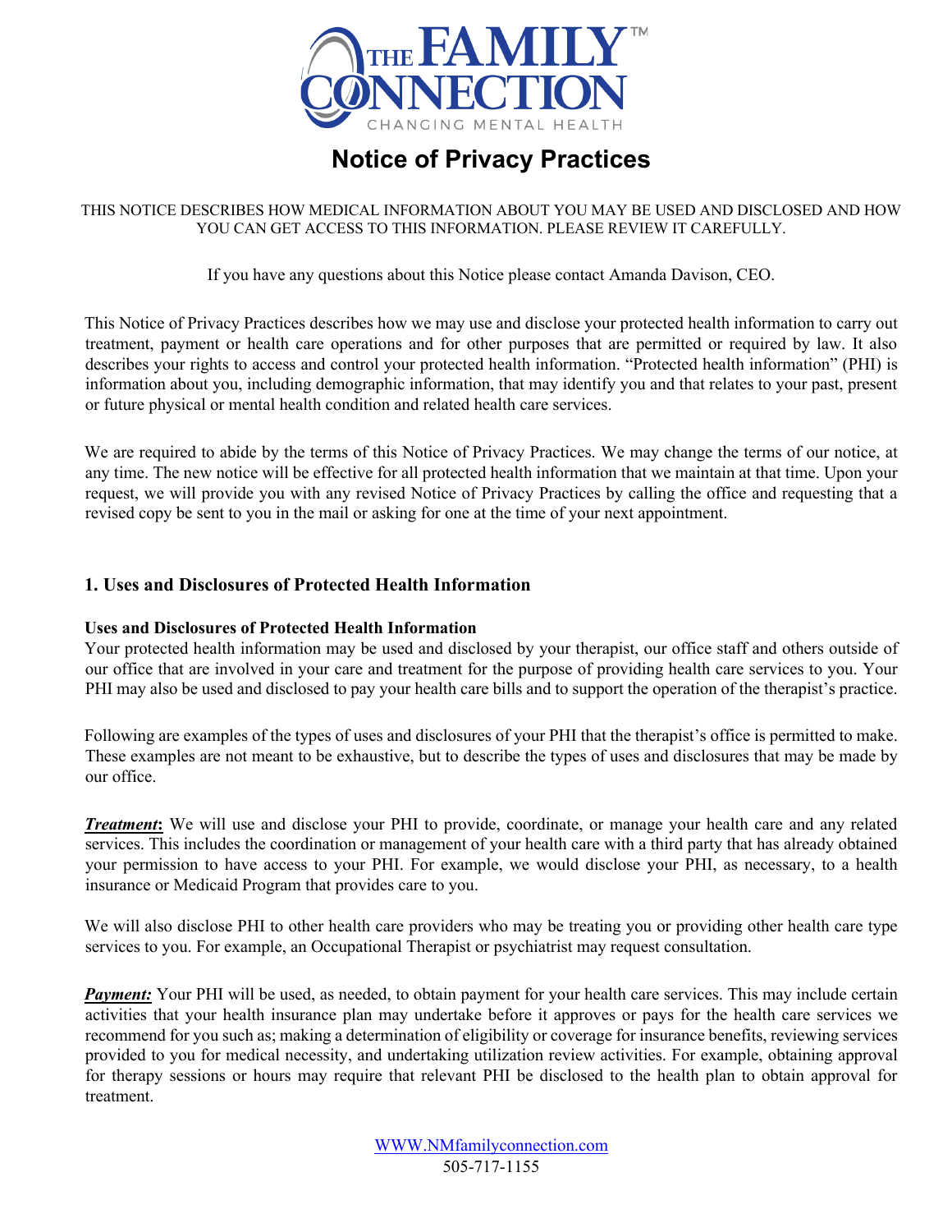THE FAMILY™ CONNECTION
CHANGING MENTAL HEALTH

# Notice of Privacy Practices

THIS NOTICE DESCRIBES HOW MEDICAL INFORMATION ABOUT YOU MAY BE USED AND DISCLOSED AND HOW YOU CAN GET ACCESS TO THIS INFORMATION. PLEASE REVIEW IT CAREFULLY.

If you have any questions about this Notice please contact Amanda Davison, CEO.

This Notice of Privacy Practices describes how we may use and disclose your protected health information to carry out treatment, payment or health care operations and for other purposes that are permitted or required by law. It also describes your rights to access and control your protected health information. "Protected health information" (PHI) is information about you, including demographic information, that may identify you and that relates to your past, present or future physical or mental health condition and related health care services.

We are required to abide by the terms of this Notice of Privacy Practices. We may change the terms of our notice, at any time. The new notice will be effective for all protected health information that we maintain at that time. Upon your request, we will provide you with any revised Notice of Privacy Practices by calling the office and requesting that a revised copy be sent to you in the mail or asking for one at the time of your next appointment.

## 1. Uses and Disclosures of Protected Health Information

### Uses and Disclosures of Protected Health Information

Your protected health information may be used and disclosed by your therapist, our office staff and others outside of our office that are involved in your care and treatment for the purpose of providing health care services to you. Your PHI may also be used and disclosed to pay your health care bills and to support the operation of the therapist's practice.

Following are examples of the types of uses and disclosures of your PHI that the therapist's office is permitted to make. These examples are not meant to be exhaustive, but to describe the types of uses and disclosures that may be made by our office.

***Treatment*:** We will use and disclose your PHI to provide, coordinate, or manage your health care and any related services. This includes the coordination or management of your health care with a third party that has already obtained your permission to have access to your PHI. For example, we would disclose your PHI, as necessary, to a health insurance or Medicaid Program that provides care to you.

We will also disclose PHI to other health care providers who may be treating you or providing other health care type services to you. For example, an Occupational Therapist or psychiatrist may request consultation.

***Payment:*** Your PHI will be used, as needed, to obtain payment for your health care services. This may include certain activities that your health insurance plan may undertake before it approves or pays for the health care services we recommend for you such as; making a determination of eligibility or coverage for insurance benefits, reviewing services provided to you for medical necessity, and undertaking utilization review activities. For example, obtaining approval for therapy sessions or hours may require that relevant PHI be disclosed to the health plan to obtain approval for treatment.

WWW.NMfamilyconnection.com
505-717-1155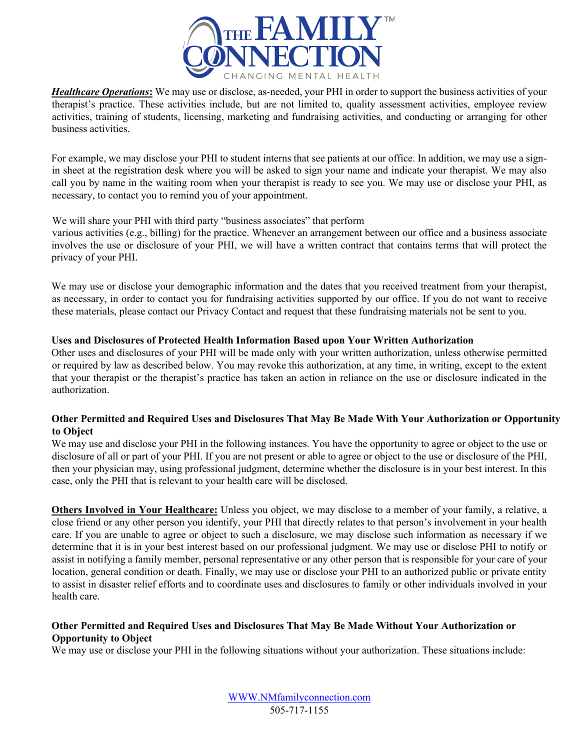***Healthcare Operations*:** We may use or disclose, as-needed, your PHI in order to support the business activities of your therapist's practice. These activities include, but are not limited to, quality assessment activities, employee review activities, training of students, licensing, marketing and fundraising activities, and conducting or arranging for other business activities.

For example, we may disclose your PHI to student interns that see patients at our office. In addition, we may use a sign-in sheet at the registration desk where you will be asked to sign your name and indicate your therapist. We may also call you by name in the waiting room when your therapist is ready to see you. We may use or disclose your PHI, as necessary, to contact you to remind you of your appointment.

We will share your PHI with third party "business associates" that perform various activities (e.g., billing) for the practice. Whenever an arrangement between our office and a business associate involves the use or disclosure of your PHI, we will have a written contract that contains terms that will protect the privacy of your PHI.

We may use or disclose your demographic information and the dates that you received treatment from your therapist, as necessary, in order to contact you for fundraising activities supported by our office. If you do not want to receive these materials, please contact our Privacy Contact and request that these fundraising materials not be sent to you.

**Uses and Disclosures of Protected Health Information Based upon Your Written Authorization**

Other uses and disclosures of your PHI will be made only with your written authorization, unless otherwise permitted or required by law as described below. You may revoke this authorization, at any time, in writing, except to the extent that your therapist or the therapist's practice has taken an action in reliance on the use or disclosure indicated in the authorization.

**Other Permitted and Required Uses and Disclosures That May Be Made With Your Authorization or Opportunity to Object**

We may use and disclose your PHI in the following instances. You have the opportunity to agree or object to the use or disclosure of all or part of your PHI. If you are not present or able to agree or object to the use or disclosure of the PHI, then your physician may, using professional judgment, determine whether the disclosure is in your best interest. In this case, only the PHI that is relevant to your health care will be disclosed.

**Others Involved in Your Healthcare:** Unless you object, we may disclose to a member of your family, a relative, a close friend or any other person you identify, your PHI that directly relates to that person's involvement in your health care. If you are unable to agree or object to such a disclosure, we may disclose such information as necessary if we determine that it is in your best interest based on our professional judgment. We may use or disclose PHI to notify or assist in notifying a family member, personal representative or any other person that is responsible for your care of your location, general condition or death. Finally, we may use or disclose your PHI to an authorized public or private entity to assist in disaster relief efforts and to coordinate uses and disclosures to family or other individuals involved in your health care.

**Other Permitted and Required Uses and Disclosures That May Be Made Without Your Authorization or Opportunity to Object**

We may use or disclose your PHI in the following situations without your authorization. These situations include: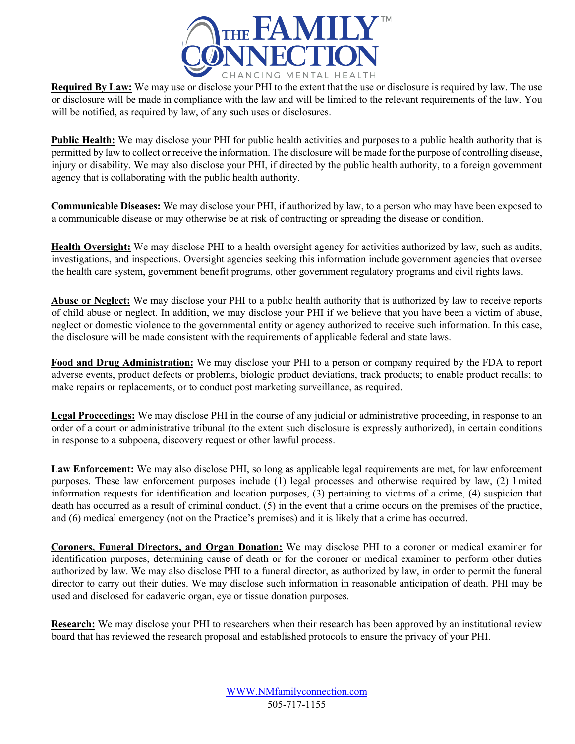**Required By Law:** We may use or disclose your PHI to the extent that the use or disclosure is required by law. The use or disclosure will be made in compliance with the law and will be limited to the relevant requirements of the law. You will be notified, as required by law, of any such uses or disclosures.

**Public Health:** We may disclose your PHI for public health activities and purposes to a public health authority that is permitted by law to collect or receive the information. The disclosure will be made for the purpose of controlling disease, injury or disability. We may also disclose your PHI, if directed by the public health authority, to a foreign government agency that is collaborating with the public health authority.

**Communicable Diseases:** We may disclose your PHI, if authorized by law, to a person who may have been exposed to a communicable disease or may otherwise be at risk of contracting or spreading the disease or condition.

**Health Oversight:** We may disclose PHI to a health oversight agency for activities authorized by law, such as audits, investigations, and inspections. Oversight agencies seeking this information include government agencies that oversee the health care system, government benefit programs, other government regulatory programs and civil rights laws.

**Abuse or Neglect:** We may disclose your PHI to a public health authority that is authorized by law to receive reports of child abuse or neglect. In addition, we may disclose your PHI if we believe that you have been a victim of abuse, neglect or domestic violence to the governmental entity or agency authorized to receive such information. In this case, the disclosure will be made consistent with the requirements of applicable federal and state laws.

**Food and Drug Administration:** We may disclose your PHI to a person or company required by the FDA to report adverse events, product defects or problems, biologic product deviations, track products; to enable product recalls; to make repairs or replacements, or to conduct post marketing surveillance, as required.

**Legal Proceedings:** We may disclose PHI in the course of any judicial or administrative proceeding, in response to an order of a court or administrative tribunal (to the extent such disclosure is expressly authorized), in certain conditions in response to a subpoena, discovery request or other lawful process.

**Law Enforcement:** We may also disclose PHI, so long as applicable legal requirements are met, for law enforcement purposes. These law enforcement purposes include (1) legal processes and otherwise required by law, (2) limited information requests for identification and location purposes, (3) pertaining to victims of a crime, (4) suspicion that death has occurred as a result of criminal conduct, (5) in the event that a crime occurs on the premises of the practice, and (6) medical emergency (not on the Practice's premises) and it is likely that a crime has occurred.

**Coroners, Funeral Directors, and Organ Donation:** We may disclose PHI to a coroner or medical examiner for identification purposes, determining cause of death or for the coroner or medical examiner to perform other duties authorized by law. We may also disclose PHI to a funeral director, as authorized by law, in order to permit the funeral director to carry out their duties. We may disclose such information in reasonable anticipation of death. PHI may be used and disclosed for cadaveric organ, eye or tissue donation purposes.

**Research:** We may disclose your PHI to researchers when their research has been approved by an institutional review board that has reviewed the research proposal and established protocols to ensure the privacy of your PHI.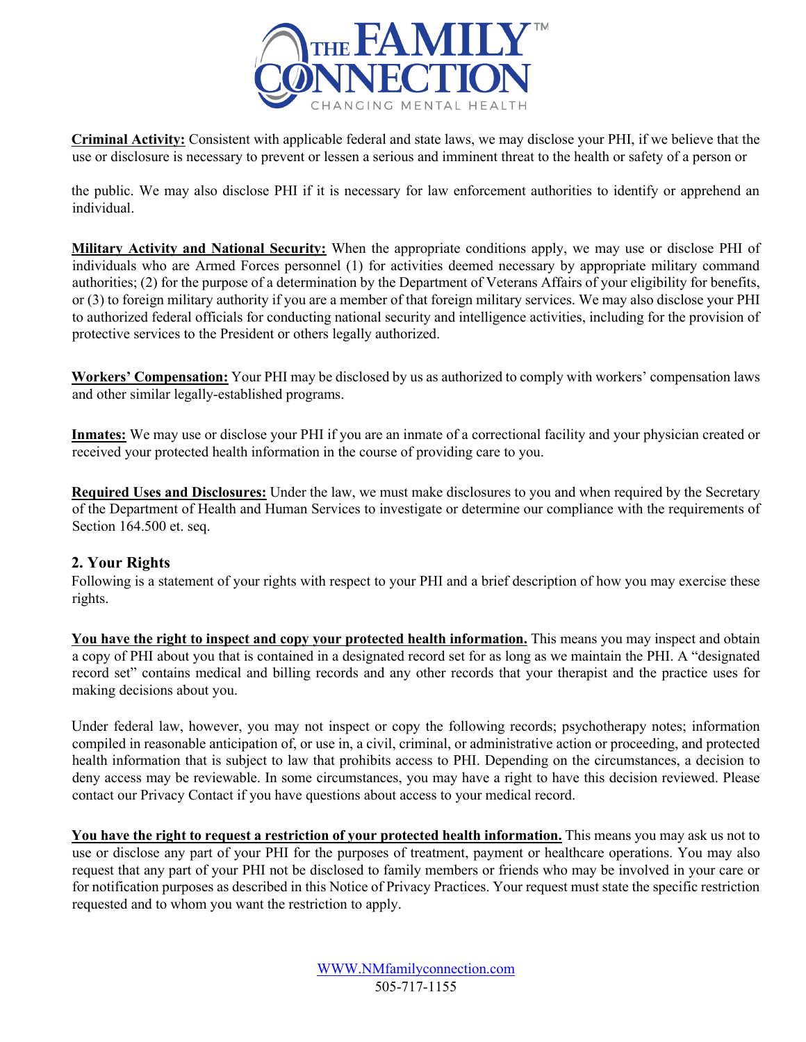**Criminal Activity:** Consistent with applicable federal and state laws, we may disclose your PHI, if we believe that the use or disclosure is necessary to prevent or lessen a serious and imminent threat to the health or safety of a person or

the public. We may also disclose PHI if it is necessary for law enforcement authorities to identify or apprehend an individual.

**Military Activity and National Security:** When the appropriate conditions apply, we may use or disclose PHI of individuals who are Armed Forces personnel (1) for activities deemed necessary by appropriate military command authorities; (2) for the purpose of a determination by the Department of Veterans Affairs of your eligibility for benefits, or (3) to foreign military authority if you are a member of that foreign military services. We may also disclose your PHI to authorized federal officials for conducting national security and intelligence activities, including for the provision of protective services to the President or others legally authorized.

**Workers' Compensation:** Your PHI may be disclosed by us as authorized to comply with workers' compensation laws and other similar legally-established programs.

**Inmates:** We may use or disclose your PHI if you are an inmate of a correctional facility and your physician created or received your protected health information in the course of providing care to you.

**Required Uses and Disclosures:** Under the law, we must make disclosures to you and when required by the Secretary of the Department of Health and Human Services to investigate or determine our compliance with the requirements of Section 164.500 et. seq.

## 2. Your Rights

Following is a statement of your rights with respect to your PHI and a brief description of how you may exercise these rights.

**You have the right to inspect and copy your protected health information.** This means you may inspect and obtain a copy of PHI about you that is contained in a designated record set for as long as we maintain the PHI. A "designated record set" contains medical and billing records and any other records that your therapist and the practice uses for making decisions about you.

Under federal law, however, you may not inspect or copy the following records; psychotherapy notes; information compiled in reasonable anticipation of, or use in, a civil, criminal, or administrative action or proceeding, and protected health information that is subject to law that prohibits access to PHI. Depending on the circumstances, a decision to deny access may be reviewable. In some circumstances, you may have a right to have this decision reviewed. Please contact our Privacy Contact if you have questions about access to your medical record.

**You have the right to request a restriction of your protected health information.** This means you may ask us not to use or disclose any part of your PHI for the purposes of treatment, payment or healthcare operations. You may also request that any part of your PHI not be disclosed to family members or friends who may be involved in your care or for notification purposes as described in this Notice of Privacy Practices. Your request must state the specific restriction requested and to whom you want the restriction to apply.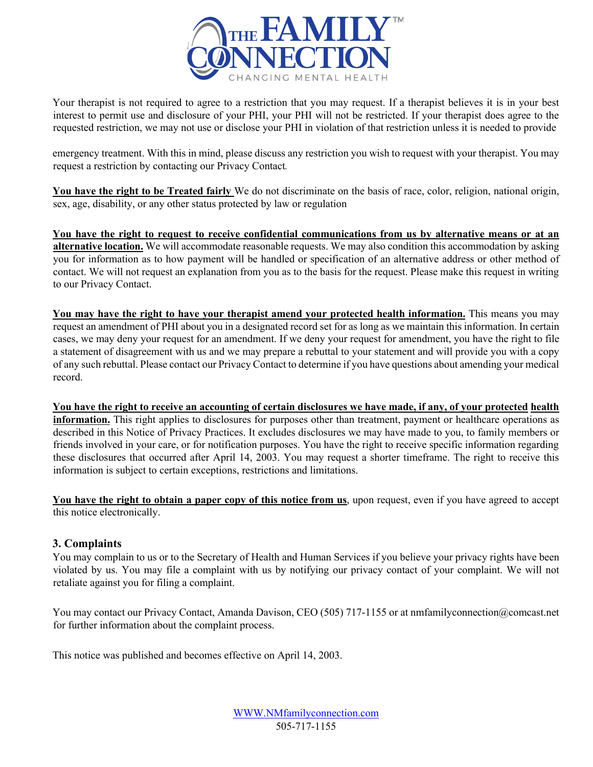Your therapist is not required to agree to a restriction that you may request. If a therapist believes it is in your best interest to permit use and disclosure of your PHI, your PHI will not be restricted. If your therapist does agree to the requested restriction, we may not use or disclose your PHI in violation of that restriction unless it is needed to provide

emergency treatment. With this in mind, please discuss any restriction you wish to request with your therapist. You may request a restriction by contacting our Privacy Contact.

**You have the right to be Treated fairly** We do not discriminate on the basis of race, color, religion, national origin, sex, age, disability, or any other status protected by law or regulation

**You have the right to request to receive confidential communications from us by alternative means or at an alternative location.** We will accommodate reasonable requests. We may also condition this accommodation by asking you for information as to how payment will be handled or specification of an alternative address or other method of contact. We will not request an explanation from you as to the basis for the request. Please make this request in writing to our Privacy Contact.

**You may have the right to have your therapist amend your protected health information.** This means you may request an amendment of PHI about you in a designated record set for as long as we maintain this information. In certain cases, we may deny your request for an amendment. If we deny your request for amendment, you have the right to file a statement of disagreement with us and we may prepare a rebuttal to your statement and will provide you with a copy of any such rebuttal. Please contact our Privacy Contact to determine if you have questions about amending your medical record.

**You have the right to receive an accounting of certain disclosures we have made, if any, of your protected health information.** This right applies to disclosures for purposes other than treatment, payment or healthcare operations as described in this Notice of Privacy Practices. It excludes disclosures we may have made to you, to family members or friends involved in your care, or for notification purposes. You have the right to receive specific information regarding these disclosures that occurred after April 14, 2003. You may request a shorter timeframe. The right to receive this information is subject to certain exceptions, restrictions and limitations.

**You have the right to obtain a paper copy of this notice from us**, upon request, even if you have agreed to accept this notice electronically.

### 3. Complaints

You may complain to us or to the Secretary of Health and Human Services if you believe your privacy rights have been violated by us. You may file a complaint with us by notifying our privacy contact of your complaint. We will not retaliate against you for filing a complaint.

You may contact our Privacy Contact, Amanda Davison, CEO (505) 717-1155 or at nmfamilyconnection@comcast.net for further information about the complaint process.

This notice was published and becomes effective on April 14, 2003.